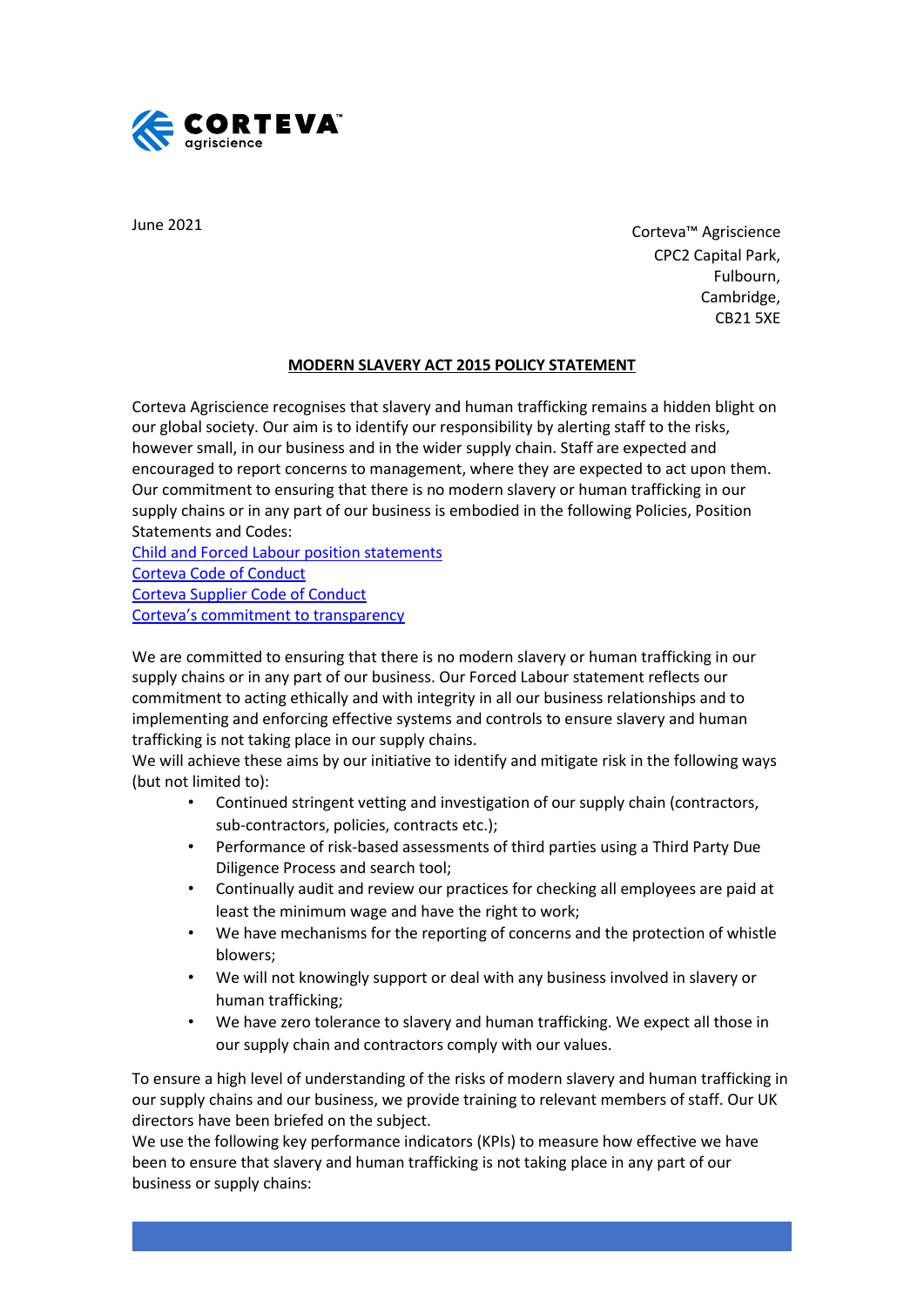June 2021

Corteva™ Agriscience
CPC2 Capital Park,
Fulbourn,
Cambridge,
CB21 5XE

## MODERN SLAVERY ACT 2015 POLICY STATEMENT

Corteva Agriscience recognises that slavery and human trafficking remains a hidden blight on our global society. Our aim is to identify our responsibility by alerting staff to the risks, however small, in our business and in the wider supply chain. Staff are expected and encouraged to report concerns to management, where they are expected to act upon them. Our commitment to ensuring that there is no modern slavery or human trafficking in our supply chains or in any part of our business is embodied in the following Policies, Position Statements and Codes:

Child and Forced Labour position statements
Corteva Code of Conduct
Corteva Supplier Code of Conduct
Corteva's commitment to transparency

We are committed to ensuring that there is no modern slavery or human trafficking in our supply chains or in any part of our business. Our Forced Labour statement reflects our commitment to acting ethically and with integrity in all our business relationships and to implementing and enforcing effective systems and controls to ensure slavery and human trafficking is not taking place in our supply chains.

We will achieve these aims by our initiative to identify and mitigate risk in the following ways (but not limited to):

- Continued stringent vetting and investigation of our supply chain (contractors, sub-contractors, policies, contracts etc.);
- Performance of risk-based assessments of third parties using a Third Party Due Diligence Process and search tool;
- Continually audit and review our practices for checking all employees are paid at least the minimum wage and have the right to work;
- We have mechanisms for the reporting of concerns and the protection of whistle blowers;
- We will not knowingly support or deal with any business involved in slavery or human trafficking;
- We have zero tolerance to slavery and human trafficking. We expect all those in our supply chain and contractors comply with our values.

To ensure a high level of understanding of the risks of modern slavery and human trafficking in our supply chains and our business, we provide training to relevant members of staff. Our UK directors have been briefed on the subject.

We use the following key performance indicators (KPIs) to measure how effective we have been to ensure that slavery and human trafficking is not taking place in any part of our business or supply chains: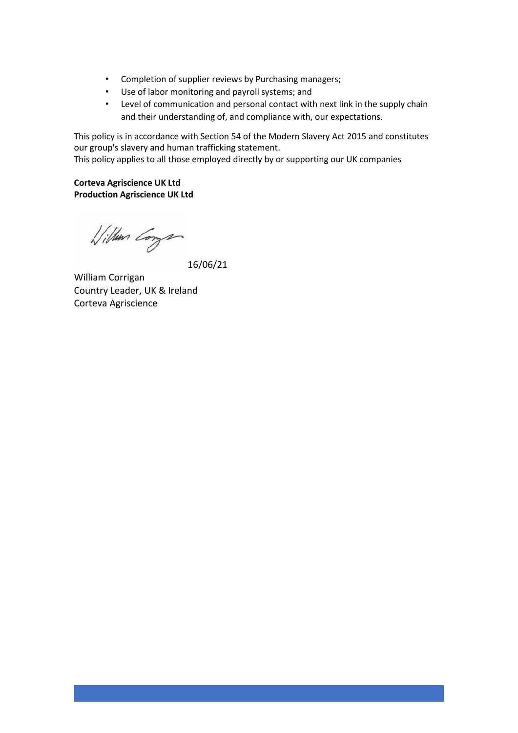- Completion of supplier reviews by Purchasing managers;
- Use of labor monitoring and payroll systems; and
- Level of communication and personal contact with next link in the supply chain and their understanding of, and compliance with, our expectations.

This policy is in accordance with Section 54 of the Modern Slavery Act 2015 and constitutes our group's slavery and human trafficking statement.
This policy applies to all those employed directly by or supporting our UK companies

**Corteva Agriscience UK Ltd**
**Production Agriscience UK Ltd**

16/06/21

William Corrigan
Country Leader, UK & Ireland
Corteva Agriscience